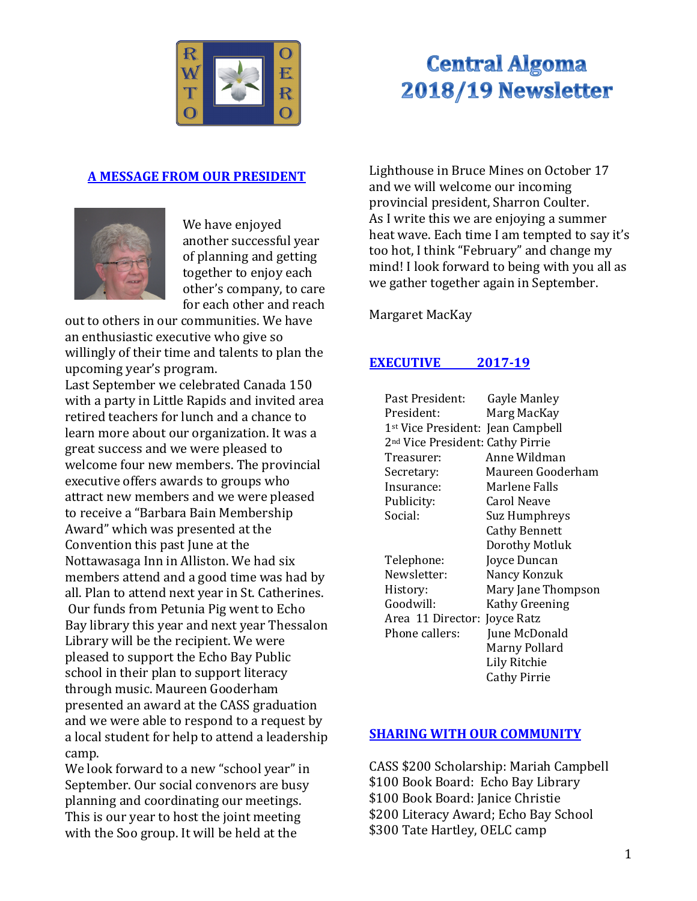# Central Algoma 2018/19 Newsletter

## A MESSAGE FROM OUR PRESIDENT

We have enjoyed another successful year of planning and getting together to enjoy each other's company, to care for each other and reach out to others in our communities. We have an enthusiastic executive who give so willingly of their time and talents to plan the upcoming year's program.

Last September we celebrated Canada 150 with a party in Little Rapids and invited area retired teachers for lunch and a chance to learn more about our organization. It was a great success and we were pleased to welcome four new members. The provincial executive offers awards to groups who attract new members and we were pleased to receive a "Barbara Bain Membership Award" which was presented at the Convention this past June at the Nottawasaga Inn in Alliston. We had six members attend and a good time was had by all. Plan to attend next year in St. Catherines. Our funds from Petunia Pig went to Echo Bay library this year and next year Thessalon Library will be the recipient. We were pleased to support the Echo Bay Public school in their plan to support literacy through music. Maureen Gooderham presented an award at the CASS graduation and we were able to respond to a request by a local student for help to attend a leadership camp.

We look forward to a new "school year" in September. Our social convenors are busy planning and coordinating our meetings. This is our year to host the joint meeting with the Soo group. It will be held at the Lighthouse in Bruce Mines on October 17 and we will welcome our incoming provincial president, Sharron Coulter.

As I write this we are enjoying a summer heat wave. Each time I am tempted to say it's too hot, I think "February" and change my mind! I look forward to being with you all as we gather together again in September.

Margaret MacKay

## EXECUTIVE 2017-19

| | |
|---|---|
| Past President: | Gayle Manley |
| President: | Marg MacKay |
| 1st Vice President: | Jean Campbell |
| 2nd Vice President: | Cathy Pirrie |
| Treasurer: | Anne Wildman |
| Secretary: | Maureen Gooderham |
| Insurance: | Marlene Falls |
| Publicity: | Carol Neave |
| Social: | Suz Humphreys |
| | Cathy Bennett |
| | Dorothy Motluk |
| Telephone: | Joyce Duncan |
| Newsletter: | Nancy Konzuk |
| History: | Mary Jane Thompson |
| Goodwill: | Kathy Greening |
| Area 11 Director: | Joyce Ratz |
| Phone callers: | June McDonald |
| | Marny Pollard |
| | Lily Ritchie |
| | Cathy Pirrie |

## SHARING WITH OUR COMMUNITY

CASS $200 Scholarship: Mariah Campbell
$100 Book Board: Echo Bay Library
$100 Book Board: Janice Christie
$200 Literacy Award; Echo Bay School
$300 Tate Hartley, OELC camp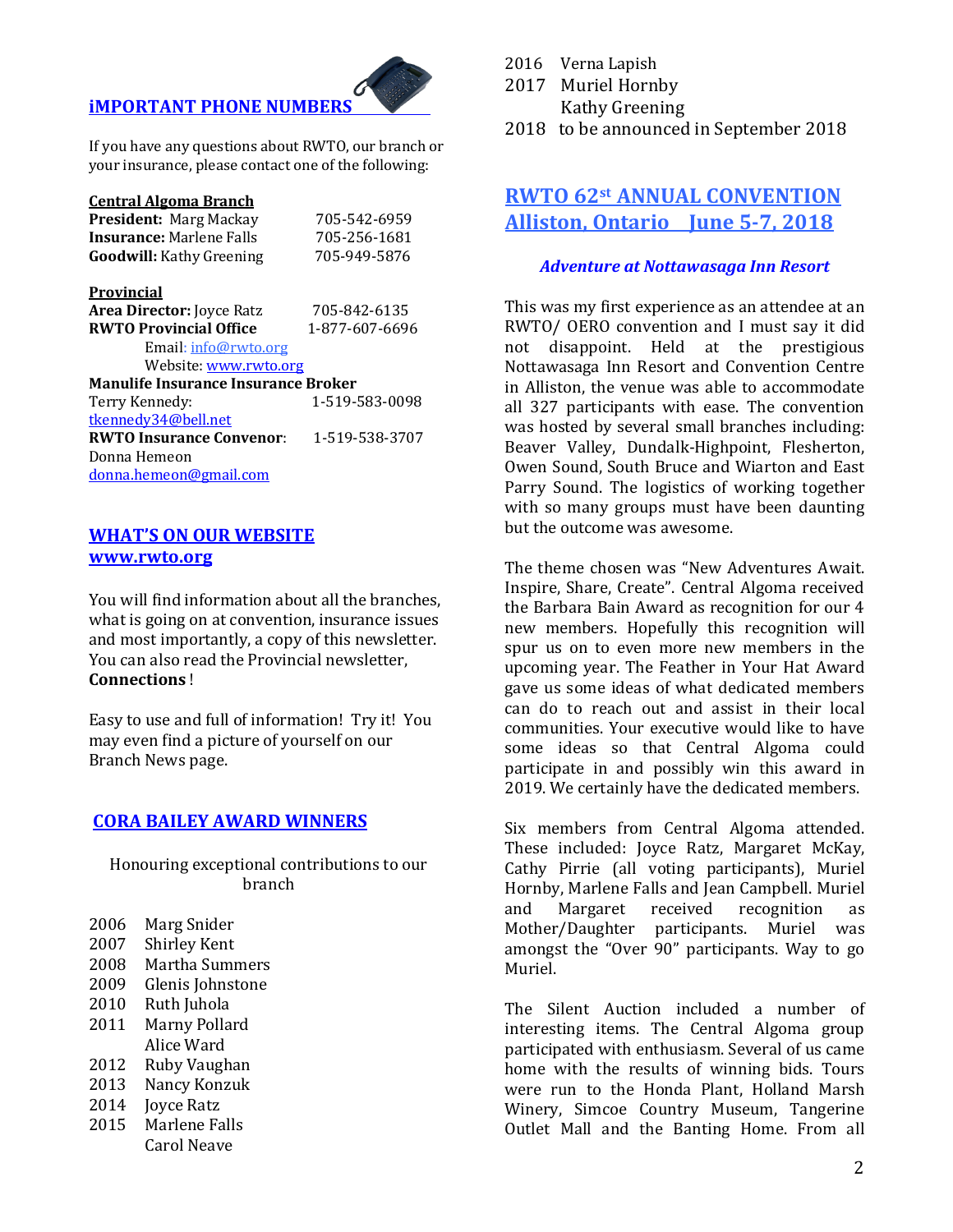## iMPORTANT PHONE NUMBERS

If you have any questions about RWTO, our branch or your insurance, please contact one of the following:

**Central Algoma Branch**

**President:** Marg Mackay 705-542-6959
**Insurance:** Marlene Falls 705-256-1681
**Goodwill:** Kathy Greening 705-949-5876

**Provincial**

**Area Director:** Joyce Ratz 705-842-6135
**RWTO Provincial Office** 1-877-607-6696
Email: info@rwto.org
Website: www.rwto.org

**Manulife Insurance Insurance Broker**
Terry Kennedy: 1-519-583-0098
tkennedy34@bell.net

**RWTO Insurance Convenor**: 1-519-538-3707
Donna Hemeon
donna.hemeon@gmail.com

## WHAT'S ON OUR WEBSITE
## www.rwto.org

You will find information about all the branches, what is going on at convention, insurance issues and most importantly, a copy of this newsletter. You can also read the Provincial newsletter, **Connections** !

Easy to use and full of information! Try it! You may even find a picture of yourself on our Branch News page.

## CORA BAILEY AWARD WINNERS

Honouring exceptional contributions to our branch

2006 Marg Snider
2007 Shirley Kent
2008 Martha Summers
2009 Glenis Johnstone
2010 Ruth Juhola
2011 Marny Pollard
Alice Ward
2012 Ruby Vaughan
2013 Nancy Konzuk
2014 Joyce Ratz
2015 Marlene Falls
Carol Neave
2016 Verna Lapish
2017 Muriel Hornby
Kathy Greening
2018 to be announced in September 2018

## RWTO 62st ANNUAL CONVENTION Alliston, Ontario June 5-7, 2018

***Adventure at Nottawasaga Inn Resort***

This was my first experience as an attendee at an RWTO/ OERO convention and I must say it did not disappoint. Held at the prestigious Nottawasaga Inn Resort and Convention Centre in Alliston, the venue was able to accommodate all 327 participants with ease. The convention was hosted by several small branches including: Beaver Valley, Dundalk-Highpoint, Flesherton, Owen Sound, South Bruce and Wiarton and East Parry Sound. The logistics of working together with so many groups must have been daunting but the outcome was awesome.

The theme chosen was "New Adventures Await. Inspire, Share, Create". Central Algoma received the Barbara Bain Award as recognition for our 4 new members. Hopefully this recognition will spur us on to even more new members in the upcoming year. The Feather in Your Hat Award gave us some ideas of what dedicated members can do to reach out and assist in their local communities. Your executive would like to have some ideas so that Central Algoma could participate in and possibly win this award in 2019. We certainly have the dedicated members.

Six members from Central Algoma attended. These included: Joyce Ratz, Margaret McKay, Cathy Pirrie (all voting participants), Muriel Hornby, Marlene Falls and Jean Campbell. Muriel and Margaret received recognition as Mother/Daughter participants. Muriel was amongst the "Over 90" participants. Way to go Muriel.

The Silent Auction included a number of interesting items. The Central Algoma group participated with enthusiasm. Several of us came home with the results of winning bids. Tours were run to the Honda Plant, Holland Marsh Winery, Simcoe Country Museum, Tangerine Outlet Mall and the Banting Home. From all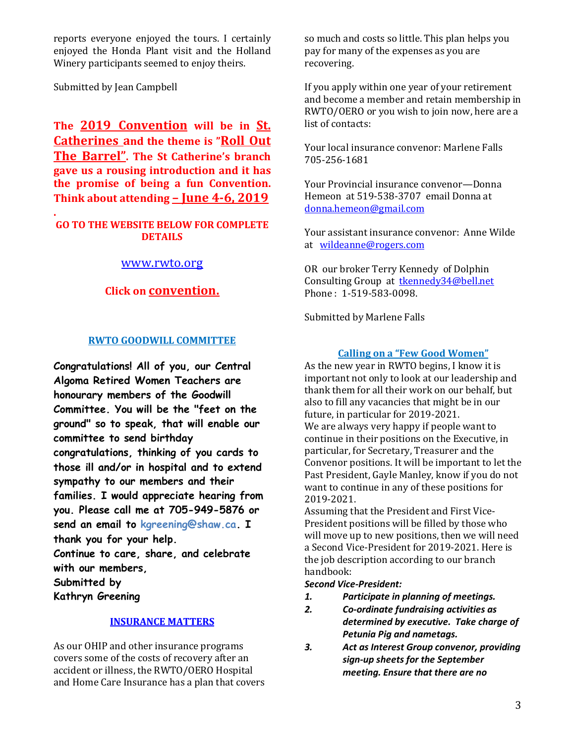reports everyone enjoyed the tours. I certainly enjoyed the Honda Plant visit and the Holland Winery participants seemed to enjoy theirs.

Submitted by Jean Campbell

**The 2019 Convention will be in St. Catherines and the theme is "Roll Out The Barrel". The St Catherine's branch gave us a rousing introduction and it has the promise of being a fun Convention. Think about attending – June 4-6, 2019**

**.**

**GO TO THE WEBSITE BELOW FOR COMPLETE DETAILS**

www.rwto.org

**Click on convention.**

## RWTO GOODWILL COMMITTEE

**Congratulations! All of you, our Central Algoma Retired Women Teachers are honourary members of the Goodwill Committee. You will be the "feet on the ground" so to speak, that will enable our committee to send birthday congratulations, thinking of you cards to those ill and/or in hospital and to extend sympathy to our members and their families. I would appreciate hearing from you. Please call me at 705-949-5876 or send an email to kgreening@shaw.ca. I thank you for your help.**
**Continue to care, share, and celebrate with our members,**
**Submitted by**
**Kathryn Greening**

## INSURANCE MATTERS

As our OHIP and other insurance programs covers some of the costs of recovery after an accident or illness, the RWTO/OERO Hospital and Home Care Insurance has a plan that covers so much and costs so little. This plan helps you pay for many of the expenses as you are recovering.

If you apply within one year of your retirement and become a member and retain membership in RWTO/OERO or you wish to join now, here are a list of contacts:

Your local insurance convenor: Marlene Falls 705-256-1681

Your Provincial insurance convenor—Donna Hemeon at 519-538-3707 email Donna at donna.hemeon@gmail.com

Your assistant insurance convenor: Anne Wilde at wildeanne@rogers.com

OR our broker Terry Kennedy of Dolphin Consulting Group at tkennedy34@bell.net Phone : 1-519-583-0098.

Submitted by Marlene Falls

## Calling on a "Few Good Women"

As the new year in RWTO begins, I know it is important not only to look at our leadership and thank them for all their work on our behalf, but also to fill any vacancies that might be in our future, in particular for 2019-2021.
We are always very happy if people want to continue in their positions on the Executive, in particular, for Secretary, Treasurer and the Convenor positions. It will be important to let the Past President, Gayle Manley, know if you do not want to continue in any of these positions for 2019-2021.
Assuming that the President and First Vice-President positions will be filled by those who will move up to new positions, then we will need a Second Vice-President for 2019-2021. Here is the job description according to our branch handbook:

***Second Vice-President:***

1. ***Participate in planning of meetings.***
2. ***Co-ordinate fundraising activities as determined by executive. Take charge of Petunia Pig and nametags.***
3. ***Act as Interest Group convenor, providing sign-up sheets for the September meeting. Ensure that there are no***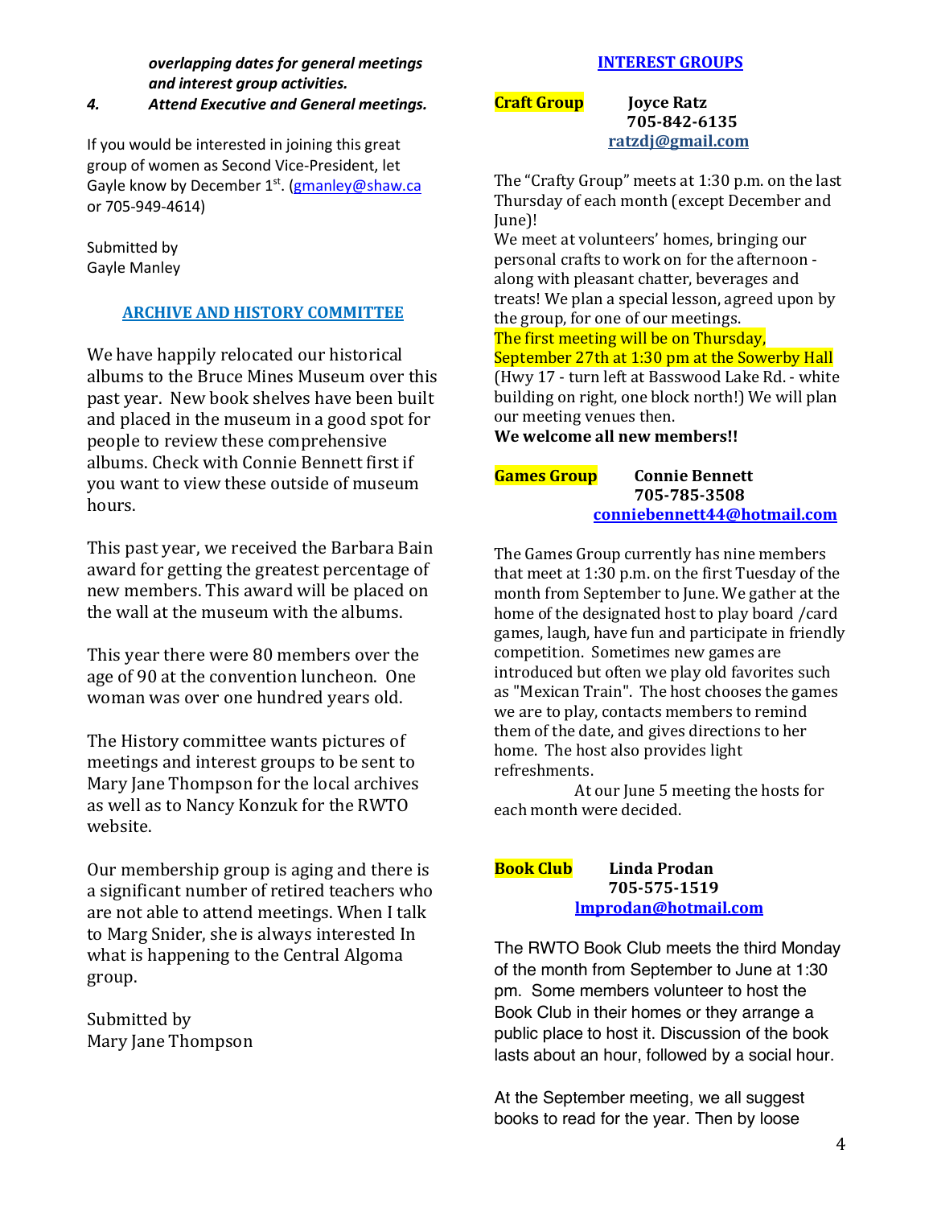*overlapping dates for general meetings and interest group activities.*

4. ***Attend Executive and General meetings.***

If you would be interested in joining this great group of women as Second Vice-President, let Gayle know by December 1st. (gmanley@shaw.ca or 705-949-4614)

Submitted by
Gayle Manley

## ARCHIVE AND HISTORY COMMITTEE

We have happily relocated our historical albums to the Bruce Mines Museum over this past year. New book shelves have been built and placed in the museum in a good spot for people to review these comprehensive albums. Check with Connie Bennett first if you want to view these outside of museum hours.

This past year, we received the Barbara Bain award for getting the greatest percentage of new members. This award will be placed on the wall at the museum with the albums.

This year there were 80 members over the age of 90 at the convention luncheon. One woman was over one hundred years old.

The History committee wants pictures of meetings and interest groups to be sent to Mary Jane Thompson for the local archives as well as to Nancy Konzuk for the RWTO website.

Our membership group is aging and there is a significant number of retired teachers who are not able to attend meetings. When I talk to Marg Snider, she is always interested In what is happening to the Central Algoma group.

Submitted by
Mary Jane Thompson

## INTEREST GROUPS

**Craft Group** **Joyce Ratz**
**705-842-6135**
**ratzdj@gmail.com**

The "Crafty Group" meets at 1:30 p.m. on the last Thursday of each month (except December and June)!
We meet at volunteers' homes, bringing our personal crafts to work on for the afternoon - along with pleasant chatter, beverages and treats! We plan a special lesson, agreed upon by the group, for one of our meetings.
The first meeting will be on Thursday, September 27th at 1:30 pm at the Sowerby Hall (Hwy 17 - turn left at Basswood Lake Rd. - white building on right, one block north!) We will plan our meeting venues then.
**We welcome all new members!!**

**Games Group** **Connie Bennett**
**705-785-3508**
**conniebennett44@hotmail.com**

The Games Group currently has nine members that meet at 1:30 p.m. on the first Tuesday of the month from September to June. We gather at the home of the designated host to play board /card games, laugh, have fun and participate in friendly competition. Sometimes new games are introduced but often we play old favorites such as "Mexican Train". The host chooses the games we are to play, contacts members to remind them of the date, and gives directions to her home. The host also provides light refreshments.
At our June 5 meeting the hosts for each month were decided.

**Book Club** **Linda Prodan**
**705-575-1519**
**lmprodan@hotmail.com**

The RWTO Book Club meets the third Monday of the month from September to June at 1:30 pm. Some members volunteer to host the Book Club in their homes or they arrange a public place to host it. Discussion of the book lasts about an hour, followed by a social hour.

At the September meeting, we all suggest books to read for the year. Then by loose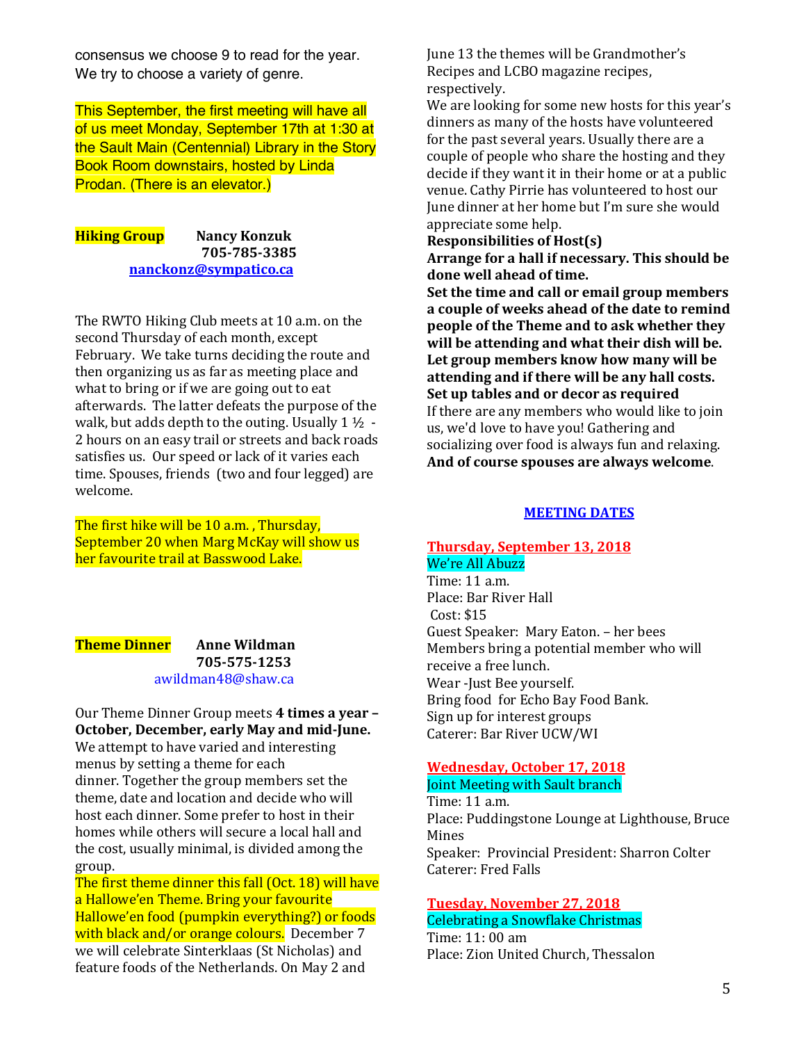consensus we choose 9 to read for the year. We try to choose a variety of genre.

This September, the first meeting will have all of us meet Monday, September 17th at 1:30 at the Sault Main (Centennial) Library in the Story Book Room downstairs, hosted by Linda Prodan. (There is an elevator.)

**Hiking Group** **Nancy Konzuk**
**705-785-3385**
**nanckonz@sympatico.ca**

The RWTO Hiking Club meets at 10 a.m. on the second Thursday of each month, except February. We take turns deciding the route and then organizing us as far as meeting place and what to bring or if we are going out to eat afterwards. The latter defeats the purpose of the walk, but adds depth to the outing. Usually 1 ½ - 2 hours on an easy trail or streets and back roads satisfies us. Our speed or lack of it varies each time. Spouses, friends (two and four legged) are welcome.

The first hike will be 10 a.m. , Thursday, September 20 when Marg McKay will show us her favourite trail at Basswood Lake.

**Theme Dinner** **Anne Wildman**
**705-575-1253**
awildman48@shaw.ca

Our Theme Dinner Group meets **4 times a year – October, December, early May and mid-June.** We attempt to have varied and interesting menus by setting a theme for each dinner. Together the group members set the theme, date and location and decide who will host each dinner. Some prefer to host in their homes while others will secure a local hall and the cost, usually minimal, is divided among the group.

The first theme dinner this fall (Oct. 18) will have a Hallowe'en Theme. Bring your favourite Hallowe'en food (pumpkin everything?) or foods with black and/or orange colours. December 7 we will celebrate Sinterklaas (St Nicholas) and feature foods of the Netherlands. On May 2 and June 13 the themes will be Grandmother's Recipes and LCBO magazine recipes, respectively.

We are looking for some new hosts for this year's dinners as many of the hosts have volunteered for the past several years. Usually there are a couple of people who share the hosting and they decide if they want it in their home or at a public venue. Cathy Pirrie has volunteered to host our June dinner at her home but I'm sure she would appreciate some help.

**Responsibilities of Host(s)**

**Arrange for a hall if necessary. This should be done well ahead of time.**

**Set the time and call or email group members a couple of weeks ahead of the date to remind people of the Theme and to ask whether they will be attending and what their dish will be.**

**Let group members know how many will be attending and if there will be any hall costs.**

**Set up tables and or decor as required**

If there are any members who would like to join us, we'd love to have you! Gathering and socializing over food is always fun and relaxing. **And of course spouses are always welcome**.

## MEETING DATES

**Thursday, September 13, 2018**
We're All Abuzz
Time: 11 a.m.
Place: Bar River Hall
Cost: $15
Guest Speaker: Mary Eaton. – her bees
Members bring a potential member who will receive a free lunch.
Wear -Just Bee yourself.
Bring food for Echo Bay Food Bank.
Sign up for interest groups
Caterer: Bar River UCW/WI

**Wednesday, October 17, 2018**
Joint Meeting with Sault branch
Time: 11 a.m.
Place: Puddingstone Lounge at Lighthouse, Bruce Mines
Speaker: Provincial President: Sharron Colter
Caterer: Fred Falls

**Tuesday, November 27, 2018**
Celebrating a Snowflake Christmas
Time: 11: 00 am
Place: Zion United Church, Thessalon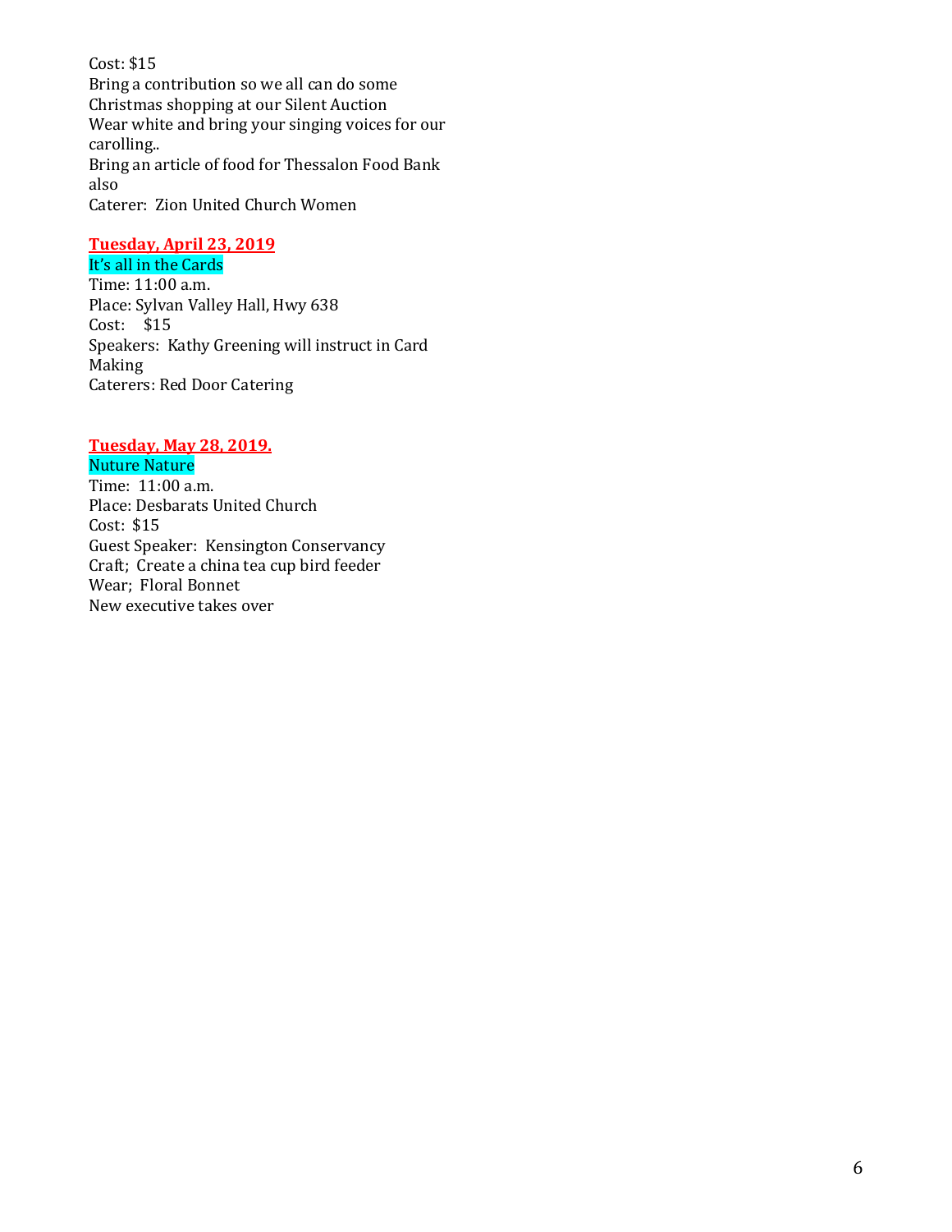Cost: $15
Bring a contribution so we all can do some Christmas shopping at our Silent Auction
Wear white and bring your singing voices for our carolling..
Bring an article of food for Thessalon Food Bank also
Caterer: Zion United Church Women

**Tuesday, April 23, 2019**

It's all in the Cards
Time: 11:00 a.m.
Place: Sylvan Valley Hall, Hwy 638
Cost: $15
Speakers: Kathy Greening will instruct in Card Making
Caterers: Red Door Catering

**Tuesday, May 28, 2019.**

Nuture Nature
Time: 11:00 a.m.
Place: Desbarats United Church
Cost: $15
Guest Speaker: Kensington Conservancy
Craft; Create a china tea cup bird feeder
Wear; Floral Bonnet
New executive takes over